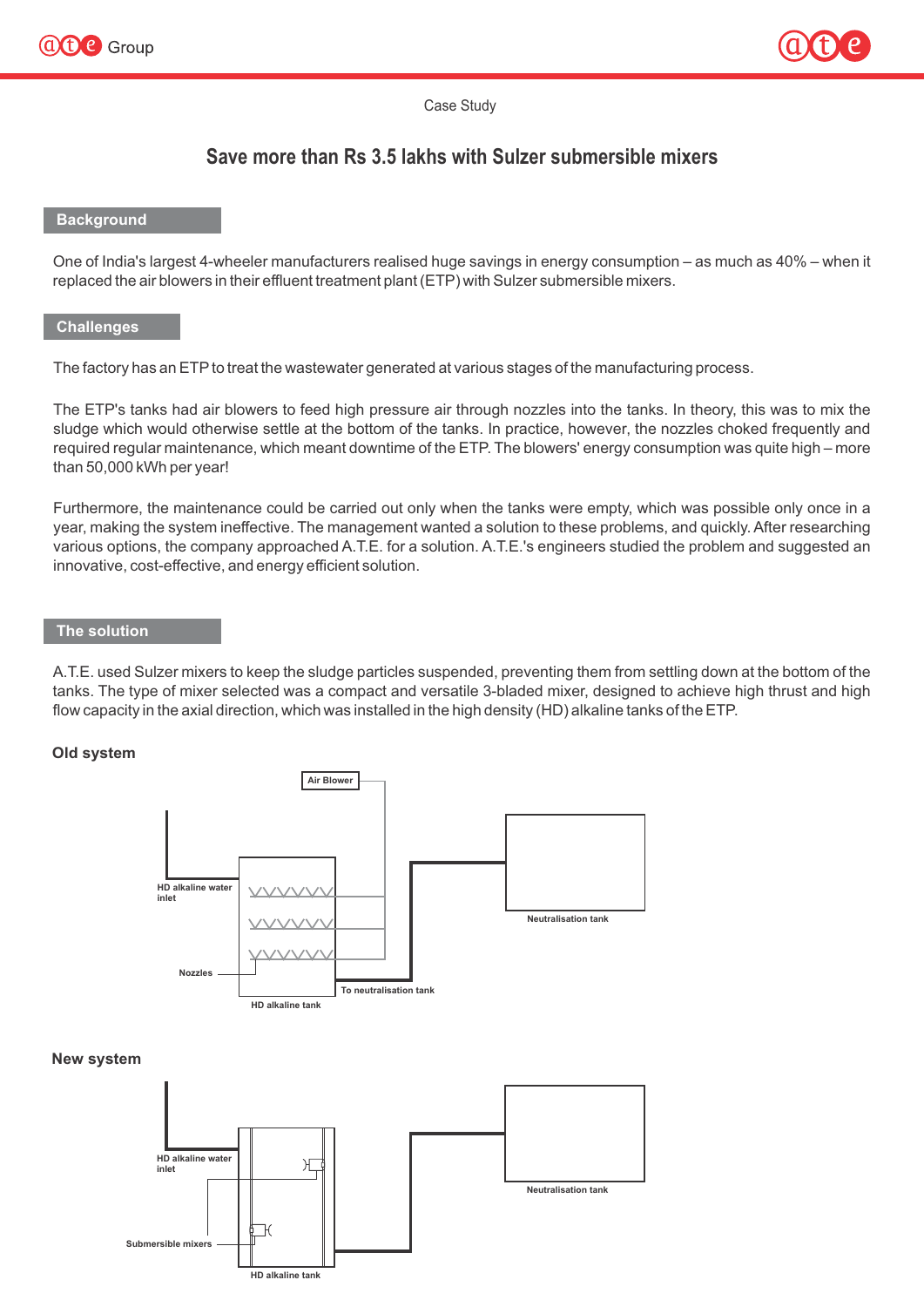Case Study

# Save more than Rs 3.5 lakhs with Sulzer submersible mixers

## Background

One of India's largest 4-wheeler manufacturers realised huge savings in energy consumption – as much as 40% – when it replaced the air blowers in their effluent treatment plant (ETP) with Sulzer submersible mixers.

## Challenges

The factory has an ETP to treat the wastewater generated at various stages of the manufacturing process.

The ETP's tanks had air blowers to feed high pressure air through nozzles into the tanks. In theory, this was to mix the sludge which would otherwise settle at the bottom of the tanks. In practice, however, the nozzles choked frequently and required regular maintenance, which meant downtime of the ETP. The blowers' energy consumption was quite high – more than 50,000 kWh per year!

Furthermore, the maintenance could be carried out only when the tanks were empty, which was possible only once in a year, making the system ineffective. The management wanted a solution to these problems, and quickly. After researching various options, the company approached A.T.E. for a solution. A.T.E.'s engineers studied the problem and suggested an innovative, cost-effective, and energy efficient solution.

## The solution

A.T.E. used Sulzer mixers to keep the sludge particles suspended, preventing them from settling down at the bottom of the tanks. The type of mixer selected was a compact and versatile 3-bladed mixer, designed to achieve high thrust and high flow capacity in the axial direction, which was installed in the high density (HD) alkaline tanks of the ETP.

### Old system

Air Blower

HD alkaline water inlet

Nozzles

HD alkaline tank

To neutralisation tank

Neutralisation tank

### New system

HD alkaline water inlet

Submersible mixers

HD alkaline tank

Neutralisation tank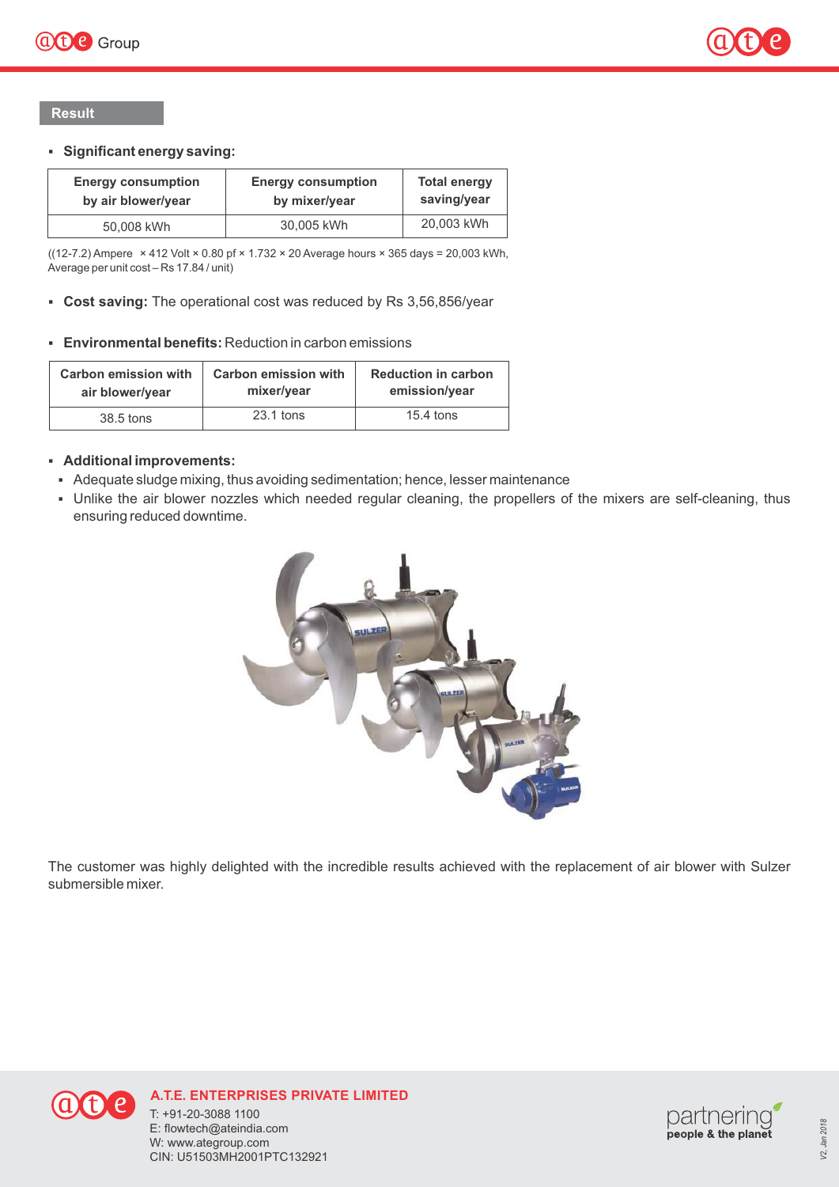## Result

- **Significant energy saving:**

| Energy consumption by air blower/year | Energy consumption by mixer/year | Total energy saving/year |
|---|---|---|
| 50,008 kWh | 30,005 kWh | 20,003 kWh |

((12-7.2) Ampere × 412 Volt × 0.80 pf × 1.732 × 20 Average hours × 365 days = 20,003 kWh, Average per unit cost – Rs 17.84 / unit)

- **Cost saving:** The operational cost was reduced by Rs 3,56,856/year

- **Environmental benefits:** Reduction in carbon emissions

| Carbon emission with air blower/year | Carbon emission with mixer/year | Reduction in carbon emission/year |
|---|---|---|
| 38.5 tons | 23.1 tons | 15.4 tons |

- **Additional improvements:**
  - Adequate sludge mixing, thus avoiding sedimentation; hence, lesser maintenance
  - Unlike the air blower nozzles which needed regular cleaning, the propellers of the mixers are self-cleaning, thus ensuring reduced downtime.

The customer was highly delighted with the incredible results achieved with the replacement of air blower with Sulzer submersible mixer.

**A.T.E. ENTERPRISES PRIVATE LIMITED**
T: +91-20-3088 1100
E: flowtech@ateindia.com
W: www.ategroup.com
CIN: U51503MH2001PTC132921

partnering people & the planet